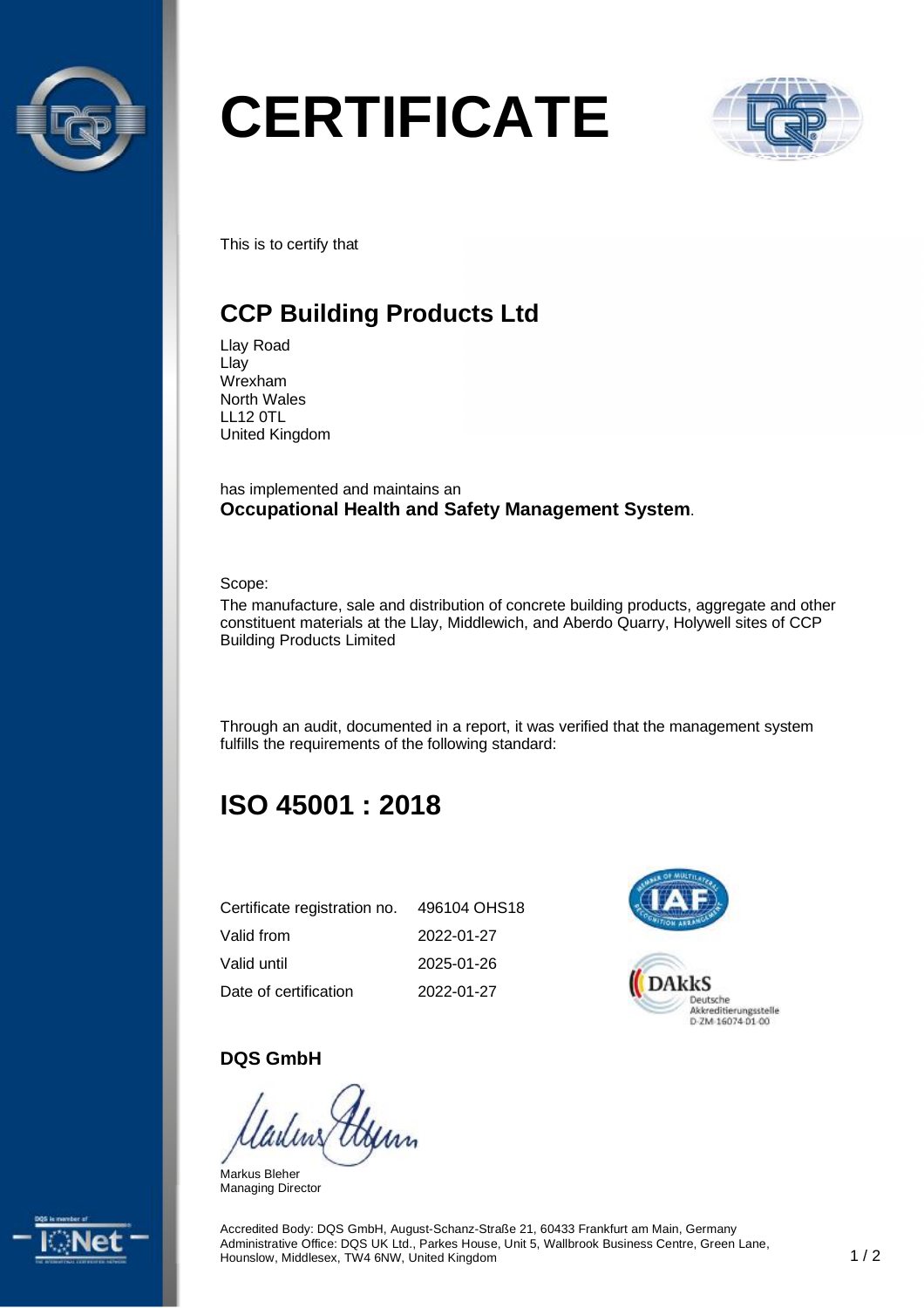# CERTIFICATE

This is to certify that

## CCP Building Products Ltd

Llay Road
Llay
Wrexham
North Wales
LL12 0TL
United Kingdom

has implemented and maintains an
**Occupational Health and Safety Management System**.

Scope:
The manufacture, sale and distribution of concrete building products, aggregate and other constituent materials at the Llay, Middlewich, and Aberdo Quarry, Holywell sites of CCP Building Products Limited

Through an audit, documented in a report, it was verified that the management system fulfills the requirements of the following standard:

## ISO 45001 : 2018

| | |
|---|---|
| Certificate registration no. | 496104 OHS18 |
| Valid from | 2022-01-27 |
| Valid until | 2025-01-26 |
| Date of certification | 2022-01-27 |

DAkkS Deutsche Akkreditierungsstelle D-ZM-16074-01-00

**DQS GmbH**

Markus Bleher
Managing Director

Accredited Body: DQS GmbH, August-Schanz-Straße 21, 60433 Frankfurt am Main, Germany
Administrative Office: DQS UK Ltd., Parkes House, Unit 5, Wallbrook Business Centre, Green Lane, Hounslow, Middlesex, TW4 6NW, United Kingdom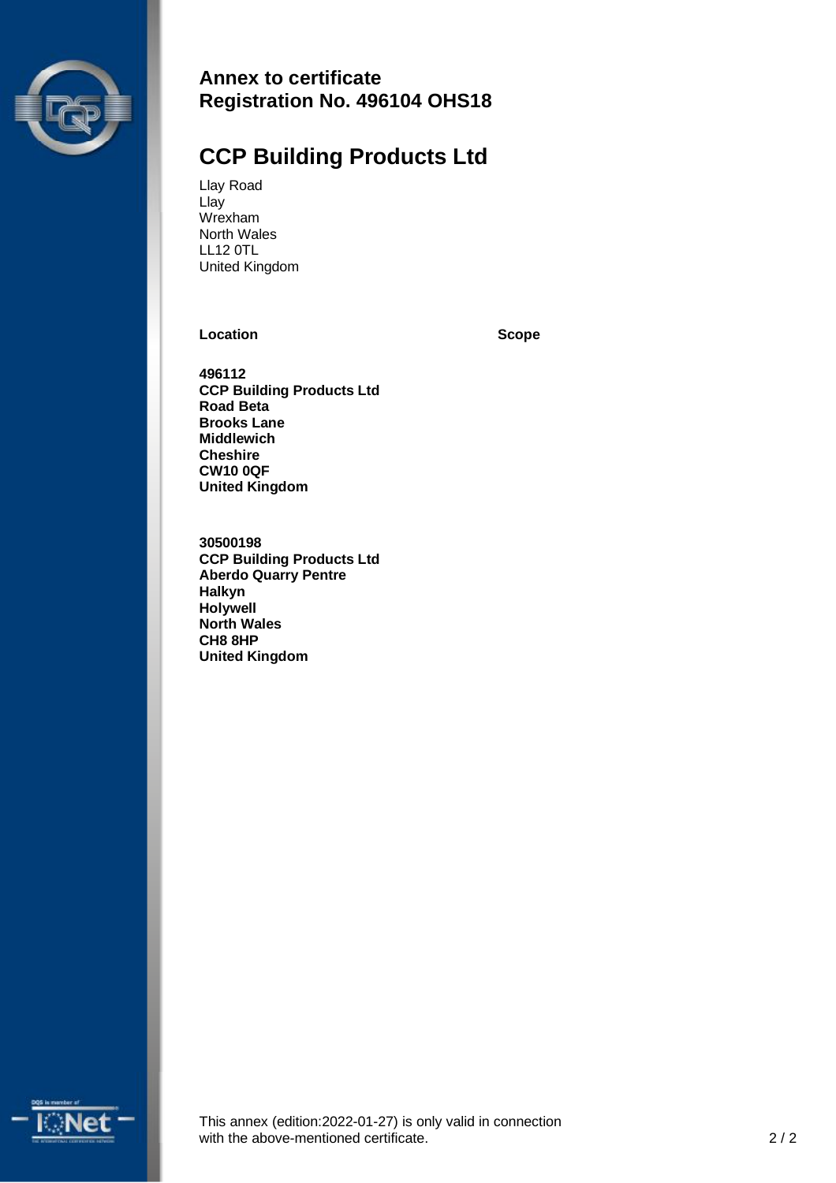**Annex to certificate**
**Registration No. 496104 OHS18**

# CCP Building Products Ltd

Llay Road
Llay
Wrexham
North Wales
LL12 0TL
United Kingdom

| Location | Scope |
| --- | --- |
| **496112**<br>**CCP Building Products Ltd**<br>**Road Beta**<br>**Brooks Lane**<br>**Middlewich**<br>**Cheshire**<br>**CW10 0QF**<br>**United Kingdom** | |
| **30500198**<br>**CCP Building Products Ltd**<br>**Aberdo Quarry Pentre**<br>**Halkyn**<br>**Holywell**<br>**North Wales**<br>**CH8 8HP**<br>**United Kingdom** | |

This annex (edition:2022-01-27) is only valid in connection with the above-mentioned certificate.